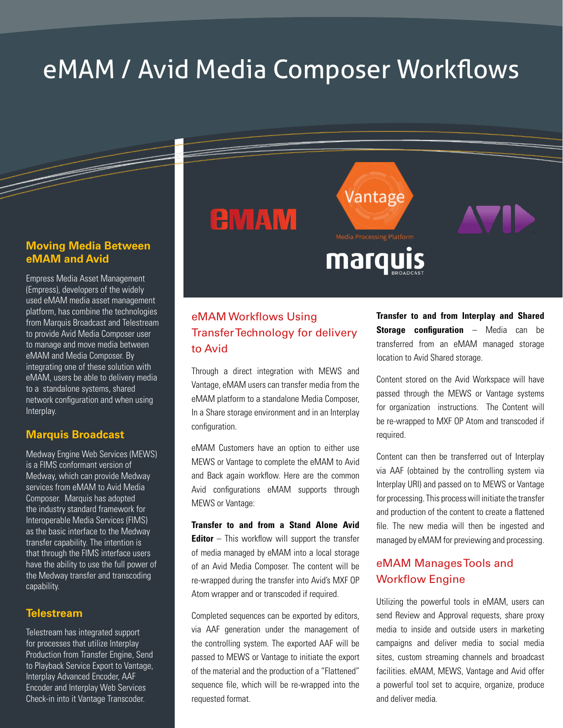# eMAM / Avid Media Composer Workflows

## Moving Media Between eMAM and Avid

Empress Media Asset Management (Empress), developers of the widely used eMAM media asset management platform, has combine the technologies from Marquis Broadcast and Telestream to provide Avid Media Composer user to manage and move media between eMAM and Media Composer. By integrating one of these solution with eMAM, users be able to delivery media to a standalone systems, shared network configuration and when using Interplay.

## Marquis Broadcast

Medway Engine Web Services (MEWS) is a FIMS conformant version of Medway, which can provide Medway services from eMAM to Avid Media Composer. Marquis has adopted the industry standard framework for Interoperable Media Services (FIMS) as the basic interface to the Medway transfer capability. The intention is that through the FIMS interface users have the ability to use the full power of the Medway transfer and transcoding capability.

## Telestream

Telestream has integrated support for processes that utilize Interplay Production from Transfer Engine, Send to Playback Service Export to Vantage, Interplay Advanced Encoder, AAF Encoder and Interplay Web Services Check-in into it Vantage Transcoder.

## eMAM Workflows Using Transfer Technology for delivery to Avid

Through a direct integration with MEWS and Vantage, eMAM users can transfer media from the eMAM platform to a standalone Media Composer, In a Share storage environment and in an Interplay configuration.

eMAM Customers have an option to either use MEWS or Vantage to complete the eMAM to Avid and Back again workflow. Here are the common Avid configurations eMAM supports through MEWS or Vantage:

**Transfer to and from a Stand Alone Avid Editor** – This workflow will support the transfer of media managed by eMAM into a local storage of an Avid Media Composer. The content will be re-wrapped during the transfer into Avid's MXF OP Atom wrapper and or transcoded if required.

Completed sequences can be exported by editors, via AAF generation under the management of the controlling system. The exported AAF will be passed to MEWS or Vantage to initiate the export of the material and the production of a "Flattened" sequence file, which will be re-wrapped into the requested format.

**Transfer to and from Interplay and Shared Storage configuration** – Media can be transferred from an eMAM managed storage location to Avid Shared storage.

Content stored on the Avid Workspace will have passed through the MEWS or Vantage systems for organization instructions. The Content will be re-wrapped to MXF OP Atom and transcoded if required.

Content can then be transferred out of Interplay via AAF (obtained by the controlling system via Interplay URI) and passed on to MEWS or Vantage for processing. This process will initiate the transfer and production of the content to create a flattened file. The new media will then be ingested and managed by eMAM for previewing and processing.

## eMAM Manages Tools and Workflow Engine

Utilizing the powerful tools in eMAM, users can send Review and Approval requests, share proxy media to inside and outside users in marketing campaigns and deliver media to social media sites, custom streaming channels and broadcast facilities. eMAM, MEWS, Vantage and Avid offer a powerful tool set to acquire, organize, produce and deliver media.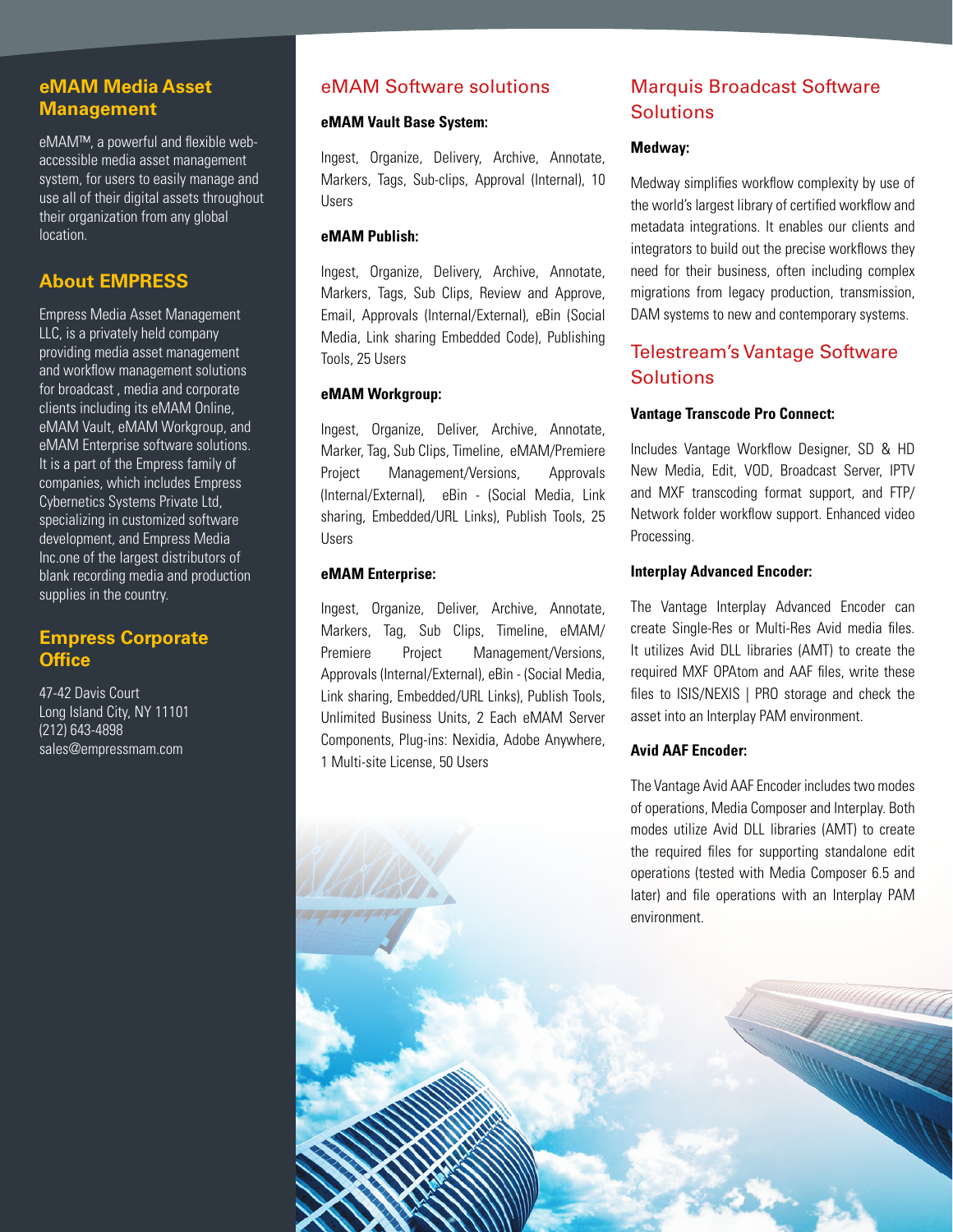## eMAM Media Asset Management

eMAM™, a powerful and flexible web-accessible media asset management system, for users to easily manage and use all of their digital assets throughout their organization from any global location.

## About EMPRESS

Empress Media Asset Management LLC, is a privately held company providing media asset management and workflow management solutions for broadcast , media and corporate clients including its eMAM Online, eMAM Vault, eMAM Workgroup, and eMAM Enterprise software solutions. It is a part of the Empress family of companies, which includes Empress Cybernetics Systems Private Ltd, specializing in customized software development, and Empress Media Inc.one of the largest distributors of blank recording media and production supplies in the country.

## Empress Corporate Office

47-42 Davis Court
Long Island City, NY 11101
(212) 643-4898
sales@empressmam.com

## eMAM Software solutions

**eMAM Vault Base System:**

Ingest, Organize, Delivery, Archive, Annotate, Markers, Tags, Sub-clips, Approval (Internal), 10 Users

**eMAM Publish:**

Ingest, Organize, Delivery, Archive, Annotate, Markers, Tags, Sub Clips, Review and Approve, Email, Approvals (Internal/External), eBin (Social Media, Link sharing Embedded Code), Publishing Tools, 25 Users

**eMAM Workgroup:**

Ingest, Organize, Deliver, Archive, Annotate, Marker, Tag, Sub Clips, Timeline, eMAM/Premiere Project Management/Versions, Approvals (Internal/External), eBin - (Social Media, Link sharing, Embedded/URL Links), Publish Tools, 25 Users

**eMAM Enterprise:**

Ingest, Organize, Deliver, Archive, Annotate, Markers, Tag, Sub Clips, Timeline, eMAM/ Premiere Project Management/Versions, Approvals (Internal/External), eBin - (Social Media, Link sharing, Embedded/URL Links), Publish Tools, Unlimited Business Units, 2 Each eMAM Server Components, Plug-ins: Nexidia, Adobe Anywhere, 1 Multi-site License, 50 Users

## Marquis Broadcast Software Solutions

**Medway:**

Medway simplifies workflow complexity by use of the world's largest library of certified workflow and metadata integrations. It enables our clients and integrators to build out the precise workflows they need for their business, often including complex migrations from legacy production, transmission, DAM systems to new and contemporary systems.

## Telestream's Vantage Software Solutions

**Vantage Transcode Pro Connect:**

Includes Vantage Workflow Designer, SD & HD New Media, Edit, VOD, Broadcast Server, IPTV and MXF transcoding format support, and FTP/ Network folder workflow support. Enhanced video Processing.

**Interplay Advanced Encoder:**

The Vantage Interplay Advanced Encoder can create Single-Res or Multi-Res Avid media files. It utilizes Avid DLL libraries (AMT) to create the required MXF OPAtom and AAF files, write these files to ISIS/NEXIS | PRO storage and check the asset into an Interplay PAM environment.

**Avid AAF Encoder:**

The Vantage Avid AAF Encoder includes two modes of operations, Media Composer and Interplay. Both modes utilize Avid DLL libraries (AMT) to create the required files for supporting standalone edit operations (tested with Media Composer 6.5 and later) and file operations with an Interplay PAM environment.